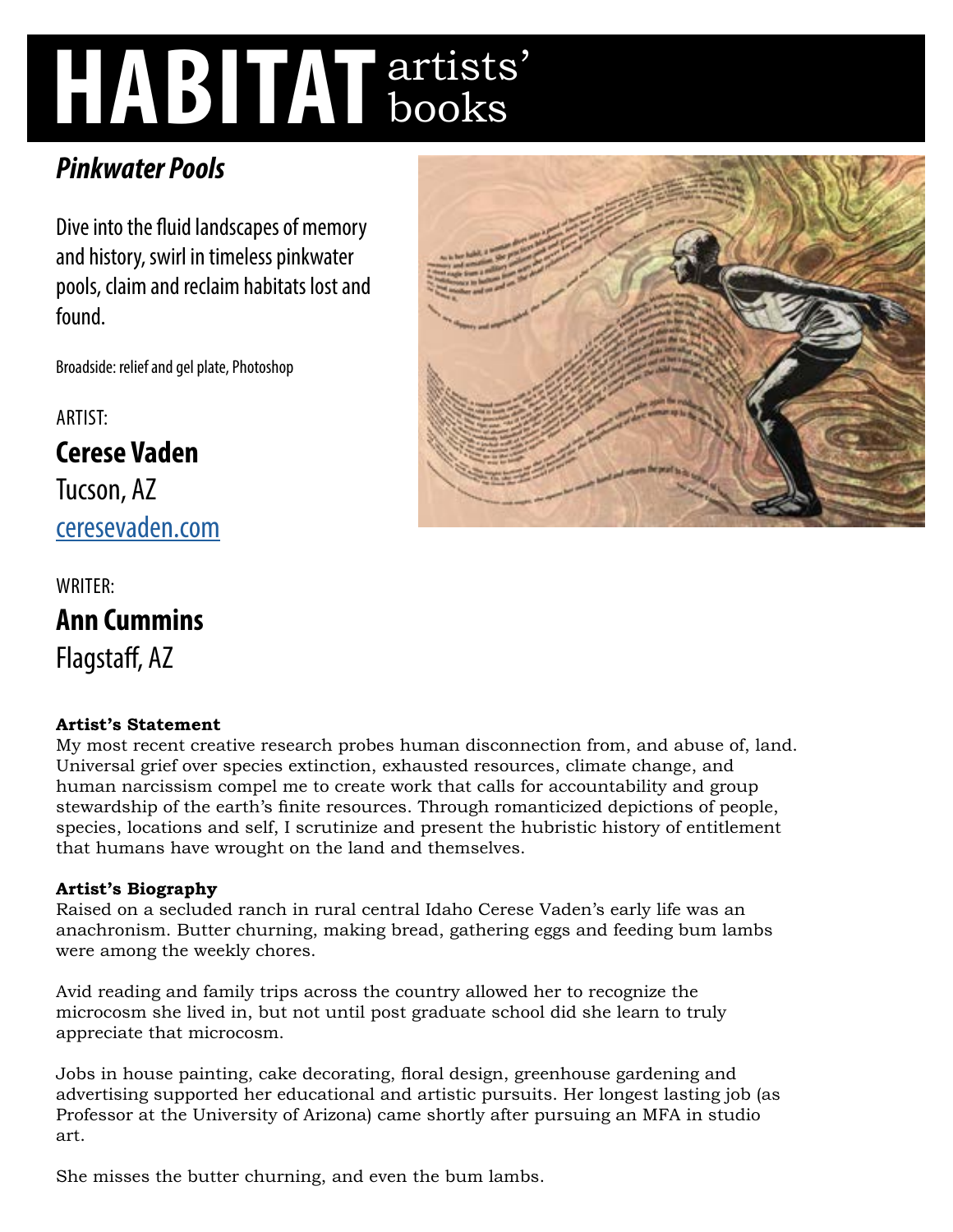# HABITAT artists' books

## *Pinkwater Pools*

Dive into the fluid landscapes of memory and history, swirl in timeless pinkwater pools, claim and reclaim habitats lost and found.

Broadside: relief and gel plate, Photoshop

ARTIST:

**Cerese Vaden**
Tucson, AZ
[ceresevaden.com](ceresevaden.com)

WRITER:

**Ann Cummins**
Flagstaff, AZ

**Artist's Statement**
My most recent creative research probes human disconnection from, and abuse of, land. Universal grief over species extinction, exhausted resources, climate change, and human narcissism compel me to create work that calls for accountability and group stewardship of the earth's finite resources. Through romanticized depictions of people, species, locations and self, I scrutinize and present the hubristic history of entitlement that humans have wrought on the land and themselves.

**Artist's Biography**
Raised on a secluded ranch in rural central Idaho Cerese Vaden's early life was an anachronism. Butter churning, making bread, gathering eggs and feeding bum lambs were among the weekly chores.

Avid reading and family trips across the country allowed her to recognize the microcosm she lived in, but not until post graduate school did she learn to truly appreciate that microcosm.

Jobs in house painting, cake decorating, floral design, greenhouse gardening and advertising supported her educational and artistic pursuits. Her longest lasting job (as Professor at the University of Arizona) came shortly after pursuing an MFA in studio art.

She misses the butter churning, and even the bum lambs.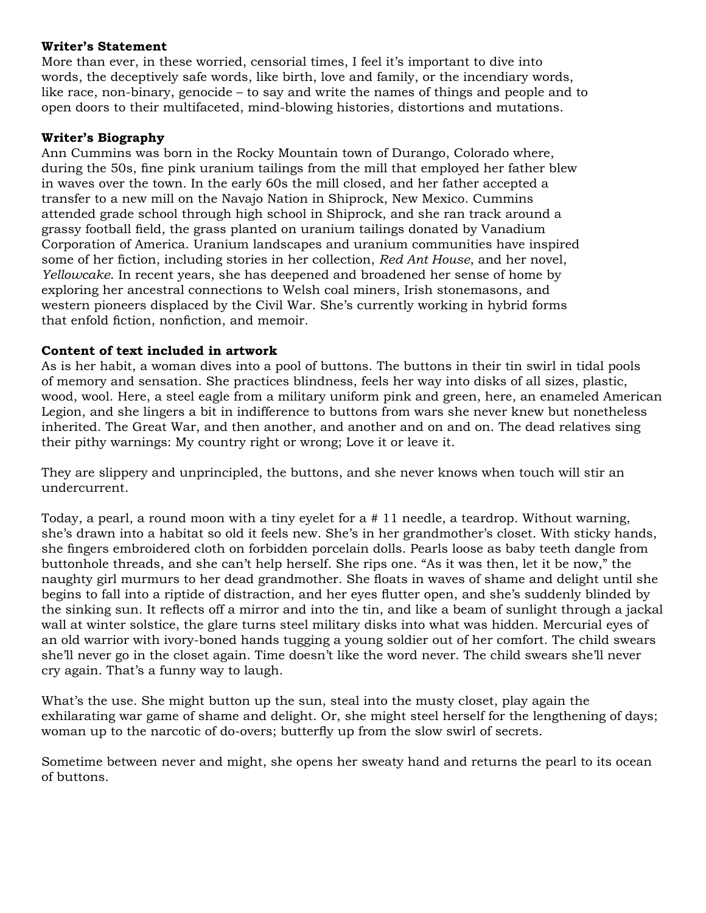**Writer's Statement**

More than ever, in these worried, censorial times, I feel it's important to dive into words, the deceptively safe words, like birth, love and family, or the incendiary words, like race, non-binary, genocide – to say and write the names of things and people and to open doors to their multifaceted, mind-blowing histories, distortions and mutations.

**Writer's Biography**

Ann Cummins was born in the Rocky Mountain town of Durango, Colorado where, during the 50s, fine pink uranium tailings from the mill that employed her father blew in waves over the town. In the early 60s the mill closed, and her father accepted a transfer to a new mill on the Navajo Nation in Shiprock, New Mexico. Cummins attended grade school through high school in Shiprock, and she ran track around a grassy football field, the grass planted on uranium tailings donated by Vanadium Corporation of America. Uranium landscapes and uranium communities have inspired some of her fiction, including stories in her collection, *Red Ant House*, and her novel, *Yellowcake*. In recent years, she has deepened and broadened her sense of home by exploring her ancestral connections to Welsh coal miners, Irish stonemasons, and western pioneers displaced by the Civil War. She's currently working in hybrid forms that enfold fiction, nonfiction, and memoir.

**Content of text included in artwork**

As is her habit, a woman dives into a pool of buttons. The buttons in their tin swirl in tidal pools of memory and sensation. She practices blindness, feels her way into disks of all sizes, plastic, wood, wool. Here, a steel eagle from a military uniform pink and green, here, an enameled American Legion, and she lingers a bit in indifference to buttons from wars she never knew but nonetheless inherited. The Great War, and then another, and another and on and on. The dead relatives sing their pithy warnings: My country right or wrong; Love it or leave it.

They are slippery and unprincipled, the buttons, and she never knows when touch will stir an undercurrent.

Today, a pearl, a round moon with a tiny eyelet for a # 11 needle, a teardrop. Without warning, she's drawn into a habitat so old it feels new. She's in her grandmother's closet. With sticky hands, she fingers embroidered cloth on forbidden porcelain dolls. Pearls loose as baby teeth dangle from buttonhole threads, and she can't help herself. She rips one. "As it was then, let it be now," the naughty girl murmurs to her dead grandmother. She floats in waves of shame and delight until she begins to fall into a riptide of distraction, and her eyes flutter open, and she's suddenly blinded by the sinking sun. It reflects off a mirror and into the tin, and like a beam of sunlight through a jackal wall at winter solstice, the glare turns steel military disks into what was hidden. Mercurial eyes of an old warrior with ivory-boned hands tugging a young soldier out of her comfort. The child swears she'll never go in the closet again. Time doesn't like the word never. The child swears she'll never cry again. That's a funny way to laugh.

What's the use. She might button up the sun, steal into the musty closet, play again the exhilarating war game of shame and delight. Or, she might steel herself for the lengthening of days; woman up to the narcotic of do-overs; butterfly up from the slow swirl of secrets.

Sometime between never and might, she opens her sweaty hand and returns the pearl to its ocean of buttons.